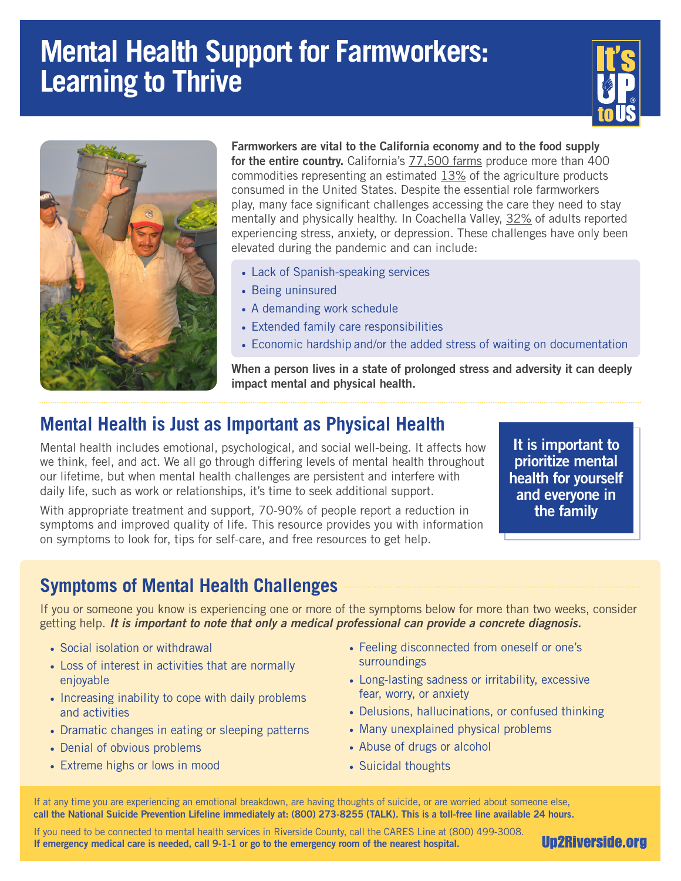# Mental Health Support for Farmworkers: Learning to Thrive

It's UP to US

**Farmworkers are vital to the California economy and to the food supply for the entire country.** California's 77,500 farms produce more than 400 commodities representing an estimated 13% of the agriculture products consumed in the United States. Despite the essential role farmworkers play, many face significant challenges accessing the care they need to stay mentally and physically healthy. In Coachella Valley, 32% of adults reported experiencing stress, anxiety, or depression. These challenges have only been elevated during the pandemic and can include:

- Lack of Spanish-speaking services
- Being uninsured
- A demanding work schedule
- Extended family care responsibilities
- Economic hardship and/or the added stress of waiting on documentation

**When a person lives in a state of prolonged stress and adversity it can deeply impact mental and physical health.**

## Mental Health is Just as Important as Physical Health

Mental health includes emotional, psychological, and social well-being. It affects how we think, feel, and act. We all go through differing levels of mental health throughout our lifetime, but when mental health challenges are persistent and interfere with daily life, such as work or relationships, it's time to seek additional support.

With appropriate treatment and support, 70-90% of people report a reduction in symptoms and improved quality of life. This resource provides you with information on symptoms to look for, tips for self-care, and free resources to get help.

**It is important to prioritize mental health for yourself and everyone in the family**

## Symptoms of Mental Health Challenges

If you or someone you know is experiencing one or more of the symptoms below for more than two weeks, consider getting help. ***It is important to note that only a medical professional can provide a concrete diagnosis.***

- Social isolation or withdrawal
- Loss of interest in activities that are normally enjoyable
- Increasing inability to cope with daily problems and activities
- Dramatic changes in eating or sleeping patterns
- Denial of obvious problems
- Extreme highs or lows in mood
- Feeling disconnected from oneself or one's surroundings
- Long-lasting sadness or irritability, excessive fear, worry, or anxiety
- Delusions, hallucinations, or confused thinking
- Many unexplained physical problems
- Abuse of drugs or alcohol
- Suicidal thoughts

If at any time you are experiencing an emotional breakdown, are having thoughts of suicide, or are worried about someone else, **call the National Suicide Prevention Lifeline immediately at: (800) 273-8255 (TALK). This is a toll-free line available 24 hours.**

If you need to be connected to mental health services in Riverside County, call the CARES Line at (800) 499-3008.
**If emergency medical care is needed, call 9-1-1 or go to the emergency room of the nearest hospital.**

**Up2Riverside.org**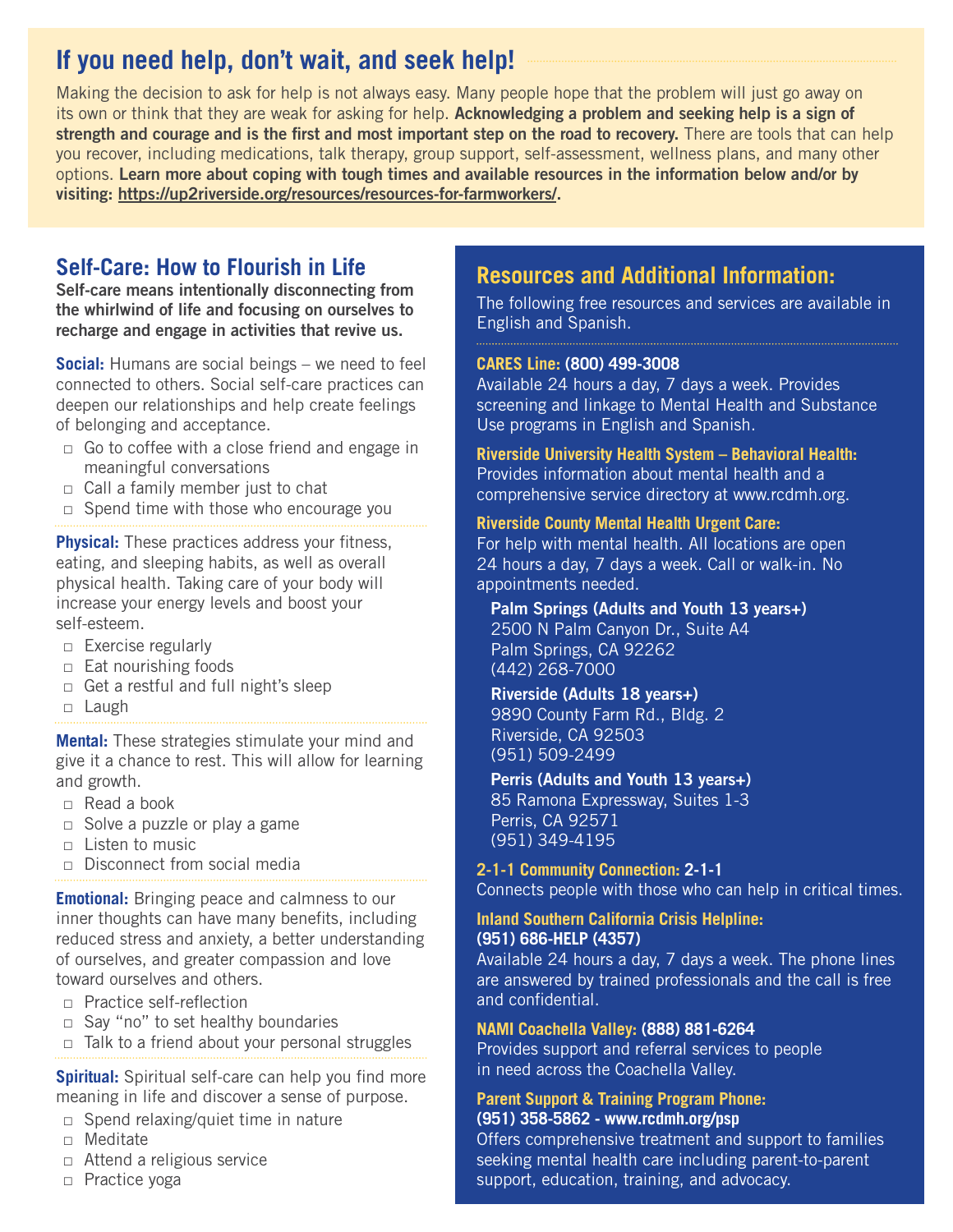## If you need help, don't wait, and seek help!

Making the decision to ask for help is not always easy. Many people hope that the problem will just go away on its own or think that they are weak for asking for help. **Acknowledging a problem and seeking help is a sign of strength and courage and is the first and most important step on the road to recovery.** There are tools that can help you recover, including medications, talk therapy, group support, self-assessment, wellness plans, and many other options. **Learn more about coping with tough times and available resources in the information below and/or by visiting: https://up2riverside.org/resources/resources-for-farmworkers/.**

## Self-Care: How to Flourish in Life

**Self-care means intentionally disconnecting from the whirlwind of life and focusing on ourselves to recharge and engage in activities that revive us.**

**Social:** Humans are social beings – we need to feel connected to others. Social self-care practices can deepen our relationships and help create feelings of belonging and acceptance.

- ☐ Go to coffee with a close friend and engage in meaningful conversations
- ☐ Call a family member just to chat
- ☐ Spend time with those who encourage you

**Physical:** These practices address your fitness, eating, and sleeping habits, as well as overall physical health. Taking care of your body will increase your energy levels and boost your self-esteem.

- ☐ Exercise regularly
- ☐ Eat nourishing foods
- ☐ Get a restful and full night's sleep
- ☐ Laugh

**Mental:** These strategies stimulate your mind and give it a chance to rest. This will allow for learning and growth.

- ☐ Read a book
- ☐ Solve a puzzle or play a game
- ☐ Listen to music
- ☐ Disconnect from social media

**Emotional:** Bringing peace and calmness to our inner thoughts can have many benefits, including reduced stress and anxiety, a better understanding of ourselves, and greater compassion and love toward ourselves and others.

- ☐ Practice self-reflection
- ☐ Say "no" to set healthy boundaries
- ☐ Talk to a friend about your personal struggles

**Spiritual:** Spiritual self-care can help you find more meaning in life and discover a sense of purpose.

- ☐ Spend relaxing/quiet time in nature
- ☐ Meditate
- ☐ Attend a religious service
- ☐ Practice yoga

## Resources and Additional Information:

The following free resources and services are available in English and Spanish.

**CARES Line: (800) 499-3008**
Available 24 hours a day, 7 days a week. Provides screening and linkage to Mental Health and Substance Use programs in English and Spanish.

**Riverside University Health System – Behavioral Health:**
Provides information about mental health and a comprehensive service directory at www.rcdmh.org.

**Riverside County Mental Health Urgent Care:**
For help with mental health. All locations are open 24 hours a day, 7 days a week. Call or walk-in. No appointments needed.

**Palm Springs (Adults and Youth 13 years+)**
2500 N Palm Canyon Dr., Suite A4
Palm Springs, CA 92262
(442) 268-7000

**Riverside (Adults 18 years+)**
9890 County Farm Rd., Bldg. 2
Riverside, CA 92503
(951) 509-2499

**Perris (Adults and Youth 13 years+)**
85 Ramona Expressway, Suites 1-3
Perris, CA 92571
(951) 349-4195

**2-1-1 Community Connection: 2-1-1**
Connects people with those who can help in critical times.

**Inland Southern California Crisis Helpline:**
**(951) 686-HELP (4357)**
Available 24 hours a day, 7 days a week. The phone lines are answered by trained professionals and the call is free and confidential.

**NAMI Coachella Valley: (888) 881-6264**
Provides support and referral services to people in need across the Coachella Valley.

**Parent Support & Training Program Phone:**
**(951) 358-5862 - www.rcdmh.org/psp**
Offers comprehensive treatment and support to families seeking mental health care including parent-to-parent support, education, training, and advocacy.